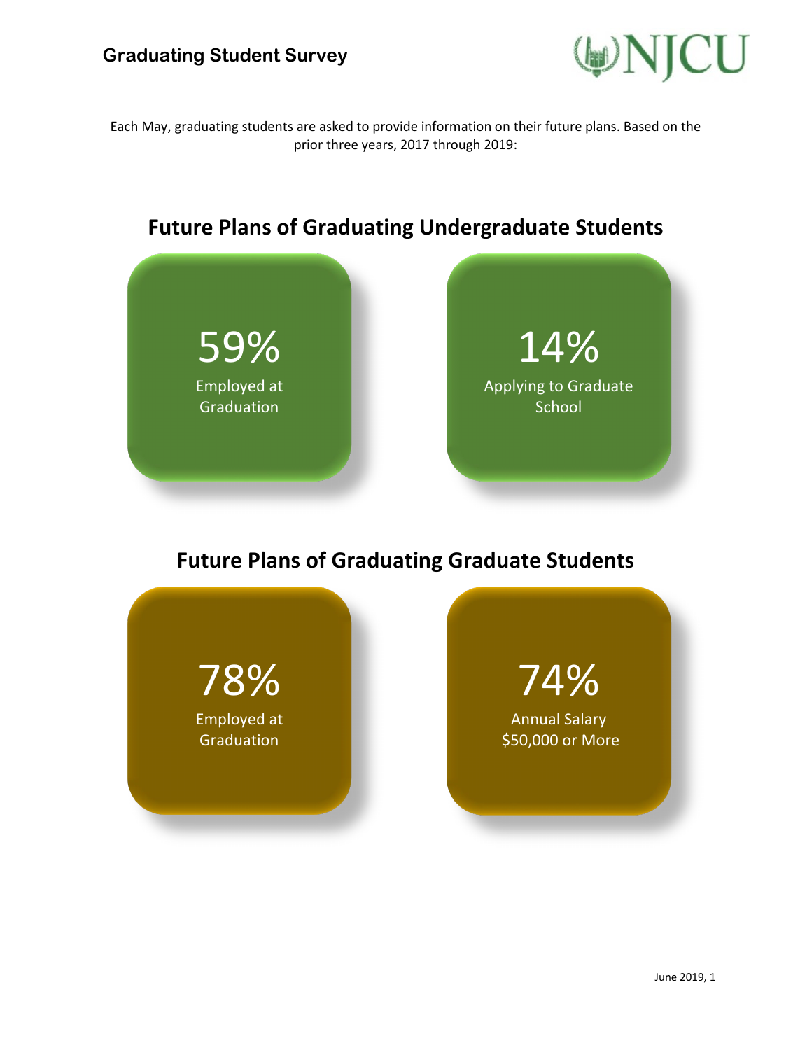# Graduating Student Survey

Each May, graduating students are asked to provide information on their future plans. Based on the prior three years, 2017 through 2019:

## Future Plans of Graduating Undergraduate Students

**59%**
Employed at Graduation

**14%**
Applying to Graduate School

## Future Plans of Graduating Graduate Students

**78%**
Employed at Graduation

**74%**
Annual Salary $50,000 or More

June 2019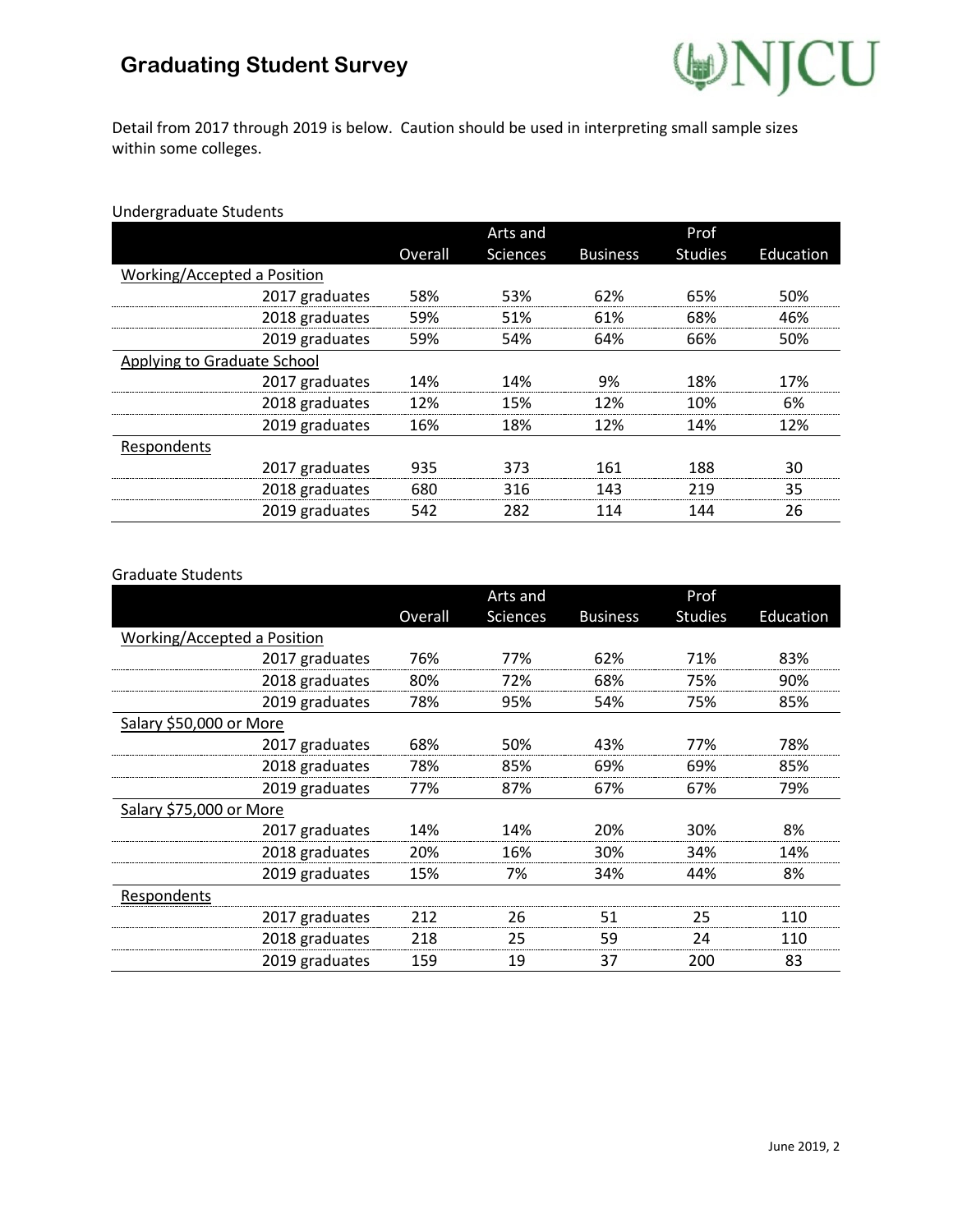# Graduating Student Survey

Detail from 2017 through 2019 is below. Caution should be used in interpreting small sample sizes within some colleges.

Undergraduate Students

| | Overall | Arts and Sciences | Business | Prof Studies | Education |
|---|---|---|---|---|---|
| Working/Accepted a Position | | | | | |
| 2017 graduates | 58% | 53% | 62% | 65% | 50% |
| 2018 graduates | 59% | 51% | 61% | 68% | 46% |
| 2019 graduates | 59% | 54% | 64% | 66% | 50% |
| Applying to Graduate School | | | | | |
| 2017 graduates | 14% | 14% | 9% | 18% | 17% |
| 2018 graduates | 12% | 15% | 12% | 10% | 6% |
| 2019 graduates | 16% | 18% | 12% | 14% | 12% |
| Respondents | | | | | |
| 2017 graduates | 935 | 373 | 161 | 188 | 30 |
| 2018 graduates | 680 | 316 | 143 | 219 | 35 |
| 2019 graduates | 542 | 282 | 114 | 144 | 26 |

Graduate Students

| | Overall | Arts and Sciences | Business | Prof Studies | Education |
|---|---|---|---|---|---|
| Working/Accepted a Position | | | | | |
| 2017 graduates | 76% | 77% | 62% | 71% | 83% |
| 2018 graduates | 80% | 72% | 68% | 75% | 90% |
| 2019 graduates | 78% | 95% | 54% | 75% | 85% |
| Salary $50,000 or More | | | | | |
| 2017 graduates | 68% | 50% | 43% | 77% | 78% |
| 2018 graduates | 78% | 85% | 69% | 69% | 85% |
| 2019 graduates | 77% | 87% | 67% | 67% | 79% |
| Salary $75,000 or More | | | | | |
| 2017 graduates | 14% | 14% | 20% | 30% | 8% |
| 2018 graduates | 20% | 16% | 30% | 34% | 14% |
| 2019 graduates | 15% | 7% | 34% | 44% | 8% |
| Respondents | | | | | |
| 2017 graduates | 212 | 26 | 51 | 25 | 110 |
| 2018 graduates | 218 | 25 | 59 | 24 | 110 |
| 2019 graduates | 159 | 19 | 37 | 200 | 83 |

June 2019